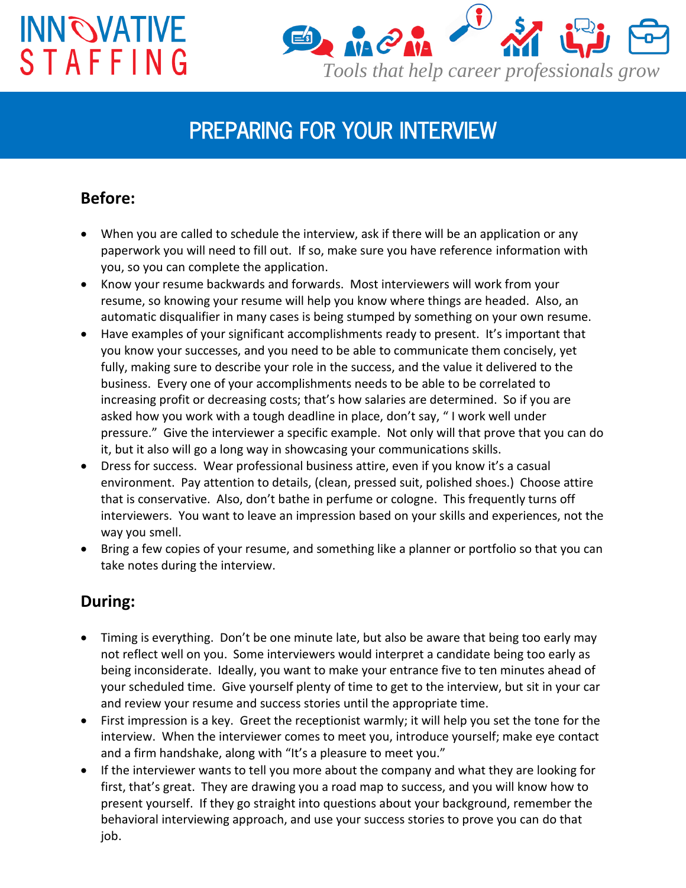INNOVATIVE STAFFING

*Tools that help career professionals grow*

# PREPARING FOR YOUR INTERVIEW

## Before:

- When you are called to schedule the interview, ask if there will be an application or any paperwork you will need to fill out. If so, make sure you have reference information with you, so you can complete the application.
- Know your resume backwards and forwards. Most interviewers will work from your resume, so knowing your resume will help you know where things are headed. Also, an automatic disqualifier in many cases is being stumped by something on your own resume.
- Have examples of your significant accomplishments ready to present. It's important that you know your successes, and you need to be able to communicate them concisely, yet fully, making sure to describe your role in the success, and the value it delivered to the business. Every one of your accomplishments needs to be able to be correlated to increasing profit or decreasing costs; that's how salaries are determined. So if you are asked how you work with a tough deadline in place, don't say, " I work well under pressure." Give the interviewer a specific example. Not only will that prove that you can do it, but it also will go a long way in showcasing your communications skills.
- Dress for success. Wear professional business attire, even if you know it's a casual environment. Pay attention to details, (clean, pressed suit, polished shoes.) Choose attire that is conservative. Also, don't bathe in perfume or cologne. This frequently turns off interviewers. You want to leave an impression based on your skills and experiences, not the way you smell.
- Bring a few copies of your resume, and something like a planner or portfolio so that you can take notes during the interview.

## During:

- Timing is everything. Don't be one minute late, but also be aware that being too early may not reflect well on you. Some interviewers would interpret a candidate being too early as being inconsiderate. Ideally, you want to make your entrance five to ten minutes ahead of your scheduled time. Give yourself plenty of time to get to the interview, but sit in your car and review your resume and success stories until the appropriate time.
- First impression is a key. Greet the receptionist warmly; it will help you set the tone for the interview. When the interviewer comes to meet you, introduce yourself; make eye contact and a firm handshake, along with "It's a pleasure to meet you."
- If the interviewer wants to tell you more about the company and what they are looking for first, that's great. They are drawing you a road map to success, and you will know how to present yourself. If they go straight into questions about your background, remember the behavioral interviewing approach, and use your success stories to prove you can do that job.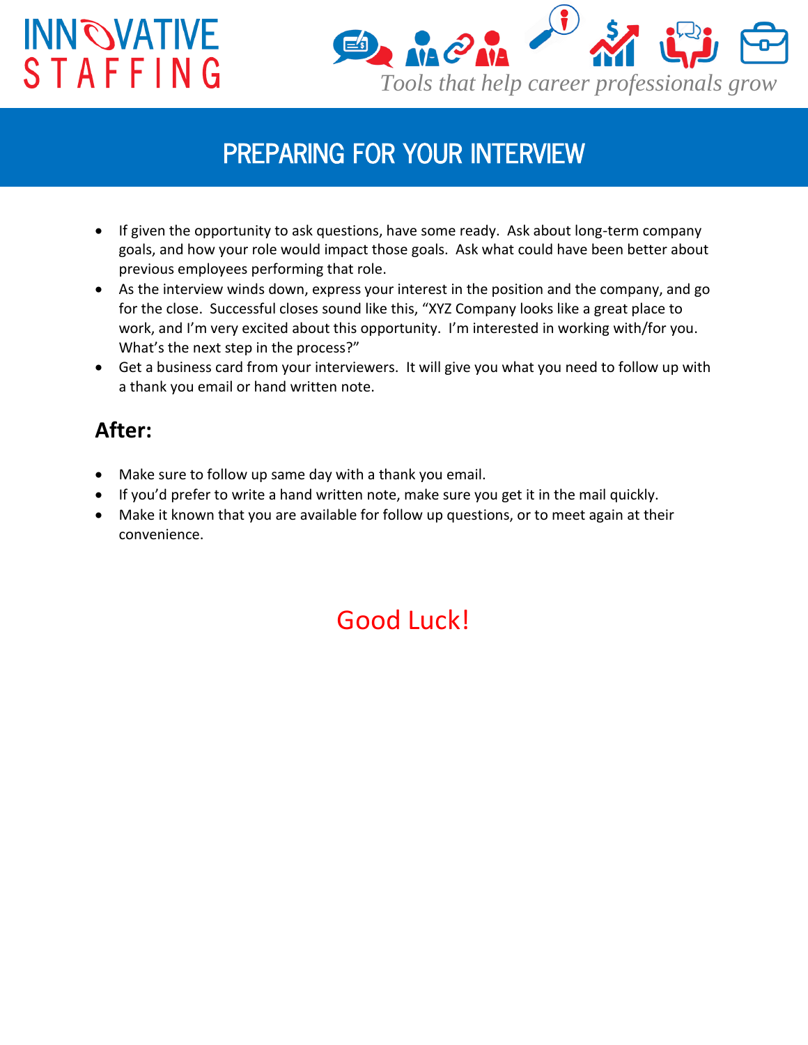# PREPARING FOR YOUR INTERVIEW

- If given the opportunity to ask questions, have some ready. Ask about long-term company goals, and how your role would impact those goals. Ask what could have been better about previous employees performing that role.
- As the interview winds down, express your interest in the position and the company, and go for the close. Successful closes sound like this, "XYZ Company looks like a great place to work, and I'm very excited about this opportunity. I'm interested in working with/for you. What's the next step in the process?"
- Get a business card from your interviewers. It will give you what you need to follow up with a thank you email or hand written note.

## After:

- Make sure to follow up same day with a thank you email.
- If you'd prefer to write a hand written note, make sure you get it in the mail quickly.
- Make it known that you are available for follow up questions, or to meet again at their convenience.

Good Luck!